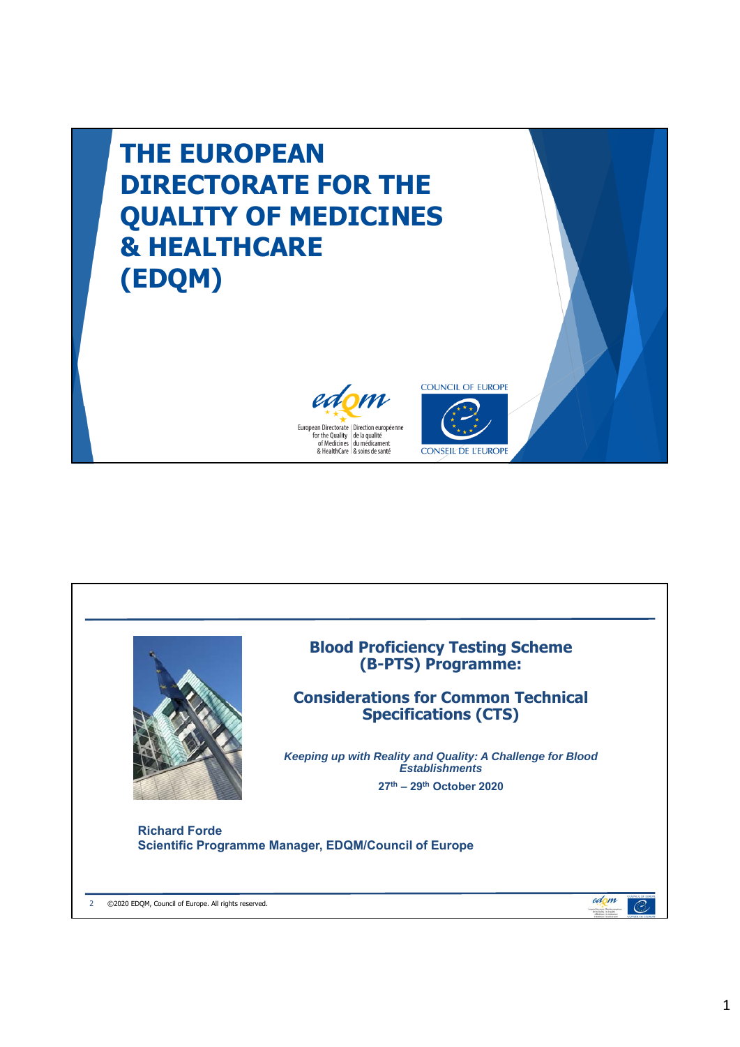# THE EUROPEAN DIRECTORATE FOR THE QUALITY OF MEDICINES & HEALTHCARE (EDQM)

European Directorate for the Quality of Medicines & HealthCare | Direction européenne de la qualité du médicament & soins de santé

COUNCIL OF EUROPE
CONSEIL DE L'EUROPE

---

## Blood Proficiency Testing Scheme (B-PTS) Programme:

## Considerations for Common Technical Specifications (CTS)

*Keeping up with Reality and Quality: A Challenge for Blood Establishments*

**27th – 29th October 2020**

**Richard Forde**
**Scientific Programme Manager, EDQM/Council of Europe**

©2020 EDQM, Council of Europe. All rights reserved.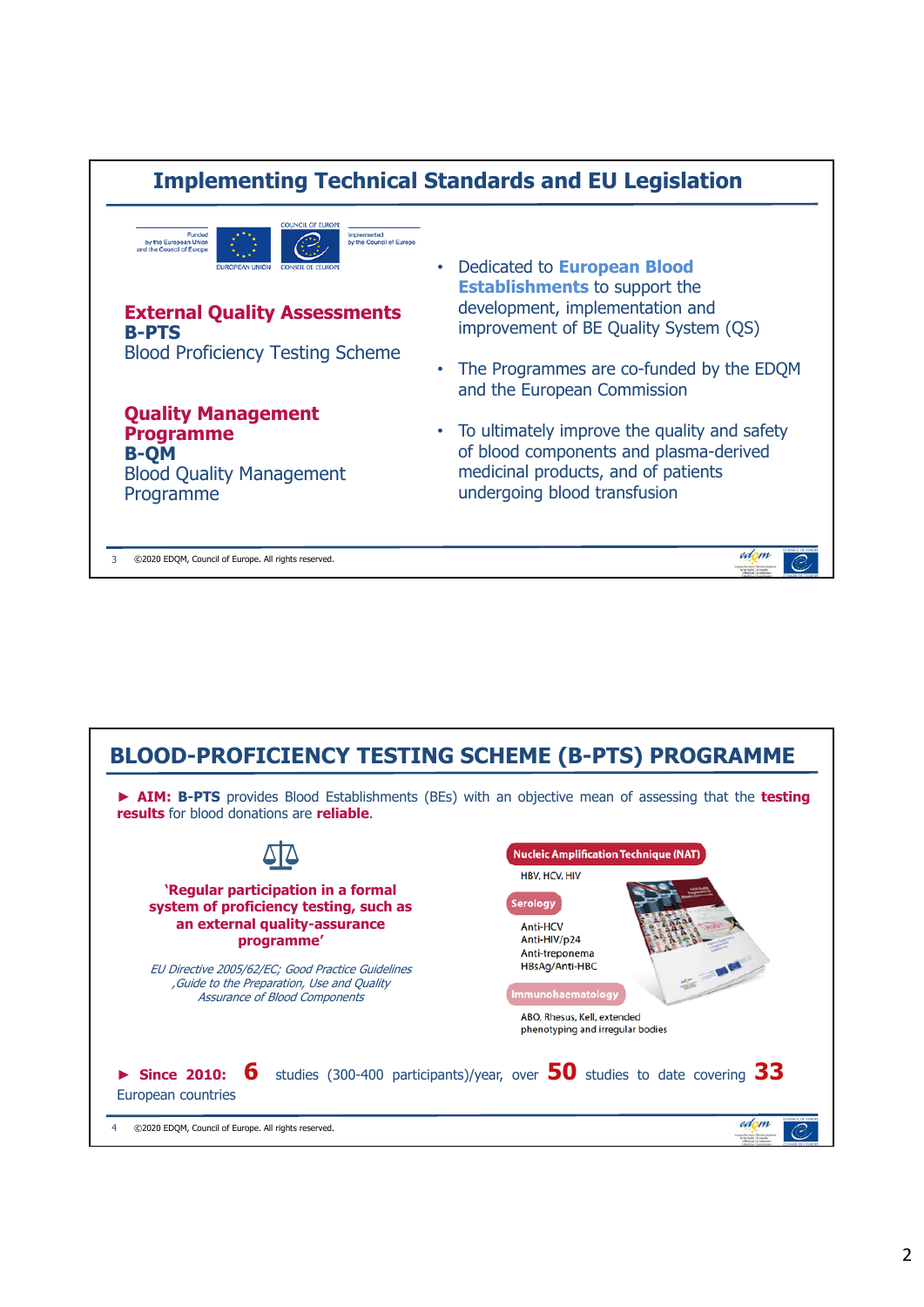## Implementing Technical Standards and EU Legislation

Funded by the European Union and the Council of Europe

EUROPEAN UNION | COUNCIL OF EUROPE / CONSEIL DE L'EUROPE

Implemented by the Council of Europe

**External Quality Assessments**
**B-PTS**
Blood Proficiency Testing Scheme

**Quality Management Programme**
**B-QM**
Blood Quality Management Programme

- Dedicated to **European Blood Establishments** to support the development, implementation and improvement of BE Quality System (QS)
- The Programmes are co-funded by the EDQM and the European Commission
- To ultimately improve the quality and safety of blood components and plasma-derived medicinal products, and of patients undergoing blood transfusion

©2020 EDQM, Council of Europe. All rights reserved.

## BLOOD-PROFICIENCY TESTING SCHEME (B-PTS) PROGRAMME

► **AIM: B-PTS** provides Blood Establishments (BEs) with an objective mean of assessing that the **testing results** for blood donations are **reliable**.

**'Regular participation in a formal system of proficiency testing, such as an external quality-assurance programme'**

*EU Directive 2005/62/EC; Good Practice Guidelines ,Guide to the Preparation, Use and Quality Assurance of Blood Components*

**Nucleic Amplification Technique (NAT)**
HBV, HCV, HIV

**Serology**
Anti-HCV
Anti-HIV/p24
Anti-treponema
HBsAg/Anti-HBC

**Immunohaematology**
ABO, Rhesus, Kell, extended phenotyping and irregular bodies

► **Since 2010: 6** studies (300-400 participants)/year, over **50** studies to date covering **33** European countries

©2020 EDQM, Council of Europe. All rights reserved.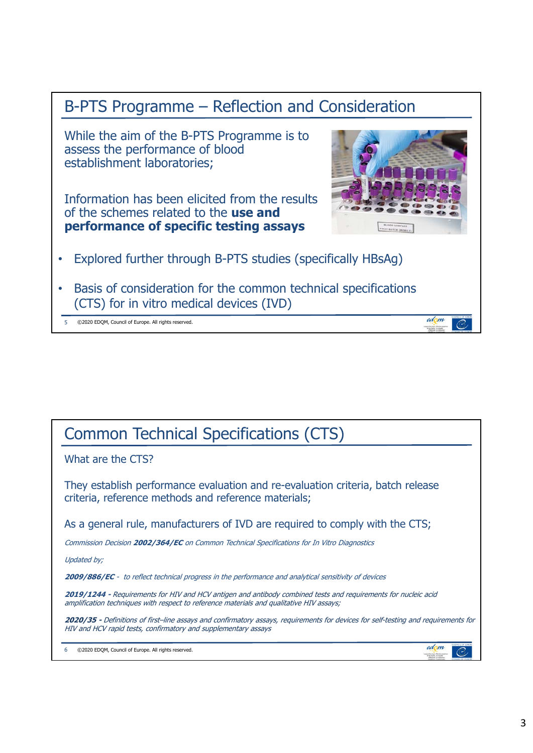## B-PTS Programme – Reflection and Consideration

While the aim of the B-PTS Programme is to assess the performance of blood establishment laboratories;

Information has been elicited from the results of the schemes related to the **use and performance of specific testing assays**

- Explored further through B-PTS studies (specifically HBsAg)
- Basis of consideration for the common technical specifications (CTS) for in vitro medical devices (IVD)

©2020 EDQM, Council of Europe. All rights reserved.

## Common Technical Specifications (CTS)

What are the CTS?

They establish performance evaluation and re-evaluation criteria, batch release criteria, reference methods and reference materials;

As a general rule, manufacturers of IVD are required to comply with the CTS;

*Commission Decision **2002/364/EC** on Common Technical Specifications for In Vitro Diagnostics*

*Updated by;*

***2009/886/EC** - to reflect technical progress in the performance and analytical sensitivity of devices*

***2019/1244 -** Requirements for HIV and HCV antigen and antibody combined tests and requirements for nucleic acid amplification techniques with respect to reference materials and qualitative HIV assays;*

***2020/35 -** Definitions of first–line assays and confirmatory assays, requirements for devices for self-testing and requirements for HIV and HCV rapid tests, confirmatory and supplementary assays*

©2020 EDQM, Council of Europe. All rights reserved.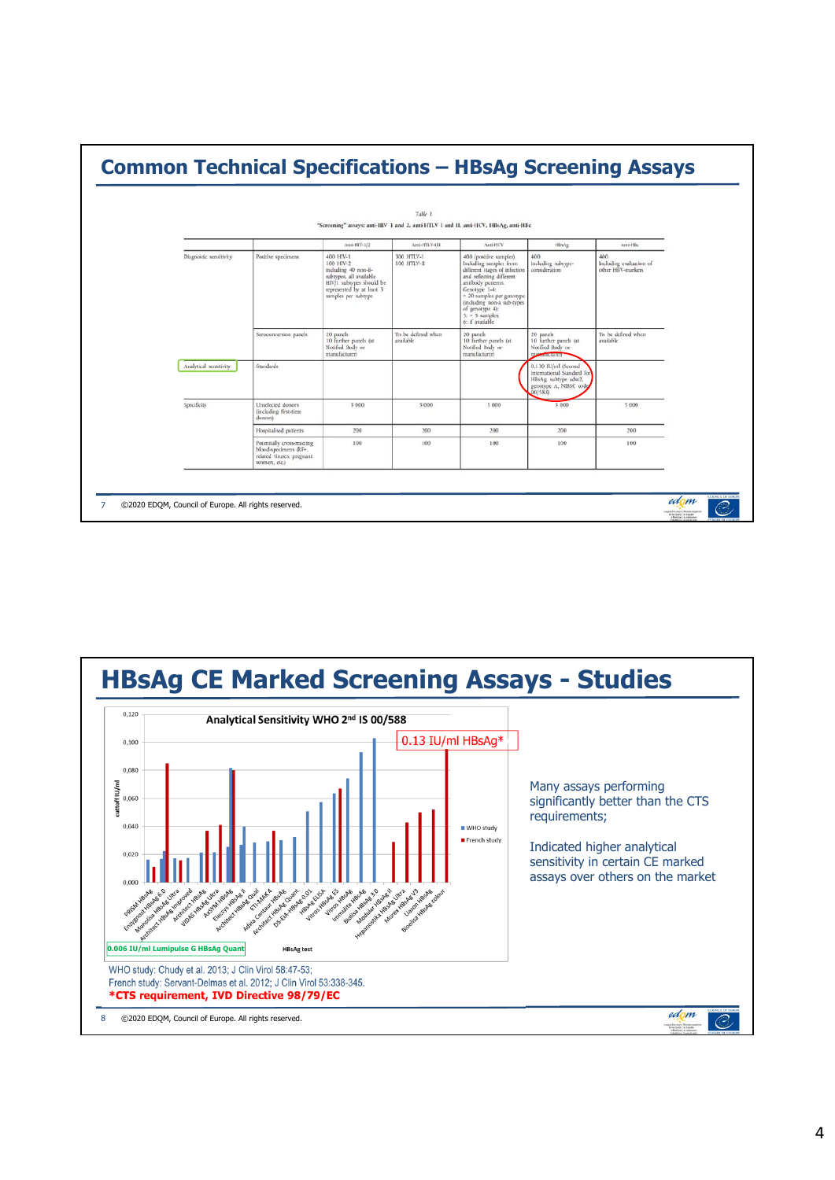# Common Technical Specifications – HBsAg Screening Assays

*Table 1*

"Screening" assays: anti-HIV 1 and 2, anti-HTLV I and II, anti-HCV, HBsAg, anti-HBc

| | | Anti-HIV-1/2 | Anti-HTLV-I/II | Anti-HCV | HBsAg | Anti-HBc |
|---|---|---|---|---|---|---|
| Diagnostic sensitivity | Positive specimens | 400 HIV-1<br>100 HIV-2<br>including 40 non-B-subtypes, all available HIV/1 subtypes should be represented by at least 3 samples per subtype | 300 HTLV-I<br>100 HTLV-II | 400 (positive samples)<br>Including samples from different stages of infection and reflecting different antibody patterns.<br>Genotype 1-6:<br>> 20 samples per genotype (including non-a sub-types of genotype 4);<br>5: > 5 samples;<br>6: if available | 400<br>Including subtype-consideration | 400<br>Including evaluation of other HBV-markers |
| | Seroconversion panels | 20 panels<br>10 further panels (at Notified Body or manufacturer) | To be defined when available | 20 panels<br>10 further panels (at Notified Body or manufacturer) | 20 panels<br>10 further panels (at Notified Body or manufacturer) | To be defined when available |
| Analytical sensitivity | Standards | | | | 0.130 IU/ml (Second International Standard for HBsAg, subtype adw2, genotype A, NIBSC code: 00/588) | |
| Specificity | Unselected donors (including first-time donors) | 5 000 | 5 000 | 5 000 | 5 000 | 5 000 |
| | Hospitalised patients | 200 | 200 | 200 | 200 | 200 |
| | Potentially cross-reacting blood-specimens (RF+, related viruses, pregnant women, etc.) | 100 | 100 | 100 | 100 | 100 |

©2020 EDQM, Council of Europe. All rights reserved.

# HBsAg CE Marked Screening Assays - Studies

Analytical Sensitivity WHO 2[nd] IS 00/588

0.13 IU/ml HBsAg*

0.006 IU/ml Lumipulse G HBsAg Quant

Many assays performing significantly better than the CTS requirements;

Indicated higher analytical sensitivity in certain CE marked assays over others on the market

WHO study: Chudy et al. 2013; J Clin Virol 58:47-53;
French study: Servant-Delmas et al. 2012; J Clin Virol 53:338-345.
***CTS requirement, IVD Directive 98/79/EC**

©2020 EDQM, Council of Europe. All rights reserved.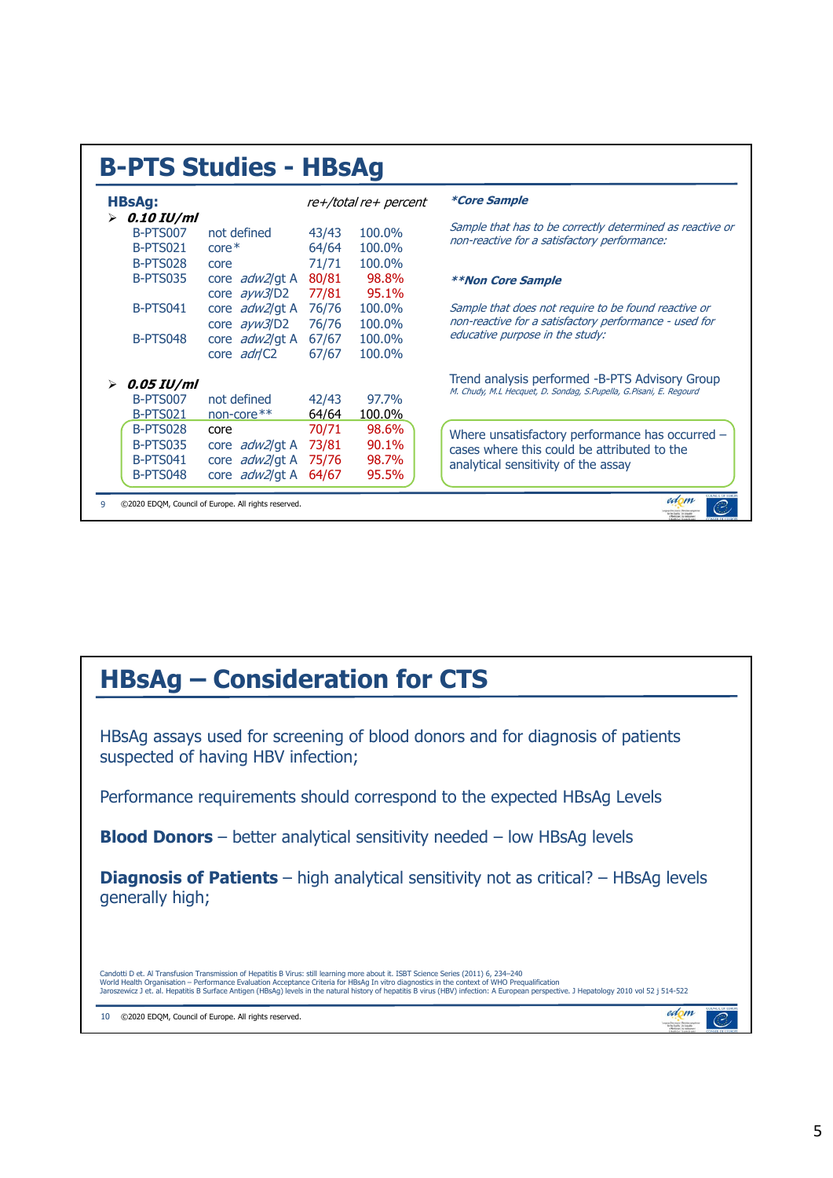## B-PTS Studies - HBsAg

**HBsAg:**

*re+/total re+ percent*

- ***0.10 IU/ml***

| Study | Sample | re+/total re+ | percent |
|---|---|---|---|
| B-PTS007 | not defined | 43/43 | 100.0% |
| B-PTS021 | core* | 64/64 | 100.0% |
| B-PTS028 | core | 71/71 | 100.0% |
| B-PTS035 | core *adw2*/gt A | 80/81 | 98.8% |
| | core *ayw3*/D2 | 77/81 | 95.1% |
| B-PTS041 | core *adw2*/gt A | 76/76 | 100.0% |
| | core *ayw3*/D2 | 76/76 | 100.0% |
| B-PTS048 | core *adw2*/gt A | 67/67 | 100.0% |
| | core *adr*/C2 | 67/67 | 100.0% |

- ***0.05 IU/ml***

| Study | Sample | re+/total re+ | percent |
|---|---|---|---|
| B-PTS007 | not defined | 42/43 | 97.7% |
| B-PTS021 | non-core** | 64/64 | 100.0% |
| B-PTS028 | core | 70/71 | 98.6% |
| B-PTS035 | core *adw2*/gt A | 73/81 | 90.1% |
| B-PTS041 | core *adw2*/gt A | 75/76 | 98.7% |
| B-PTS048 | core *adw2*/gt A | 64/67 | 95.5% |

****Core Sample***

*Sample that has to be correctly determined as reactive or non-reactive for a satisfactory performance:*

*****Non Core Sample***

*Sample that does not require to be found reactive or non-reactive for a satisfactory performance - used for educative purpose in the study:*

Trend analysis performed -B-PTS Advisory Group
*M. Chudy, M.L Hecquet, D. Sondag, S.Pupella, G.Pisani, E. Regourd*

Where unsatisfactory performance has occurred – cases where this could be attributed to the analytical sensitivity of the assay

©2020 EDQM, Council of Europe. All rights reserved.

## HBsAg – Consideration for CTS

HBsAg assays used for screening of blood donors and for diagnosis of patients suspected of having HBV infection;

Performance requirements should correspond to the expected HBsAg Levels

**Blood Donors** – better analytical sensitivity needed – low HBsAg levels

**Diagnosis of Patients** – high analytical sensitivity not as critical? – HBsAg levels generally high;

Candotti D et. Al Transfusion Transmission of Hepatitis B Virus: still learning more about it. ISBT Science Series (2011) 6, 234–240
World Health Organisation – Performance Evaluation Acceptance Criteria for HBsAg In vitro diagnostics in the context of WHO Prequalification
Jaroszewicz J et. al. Hepatitis B Surface Antigen (HBsAg) levels in the natural history of hepatitis B virus (HBV) infection: A European perspective. J Hepatology 2010 vol 52 j 514-522

©2020 EDQM, Council of Europe. All rights reserved.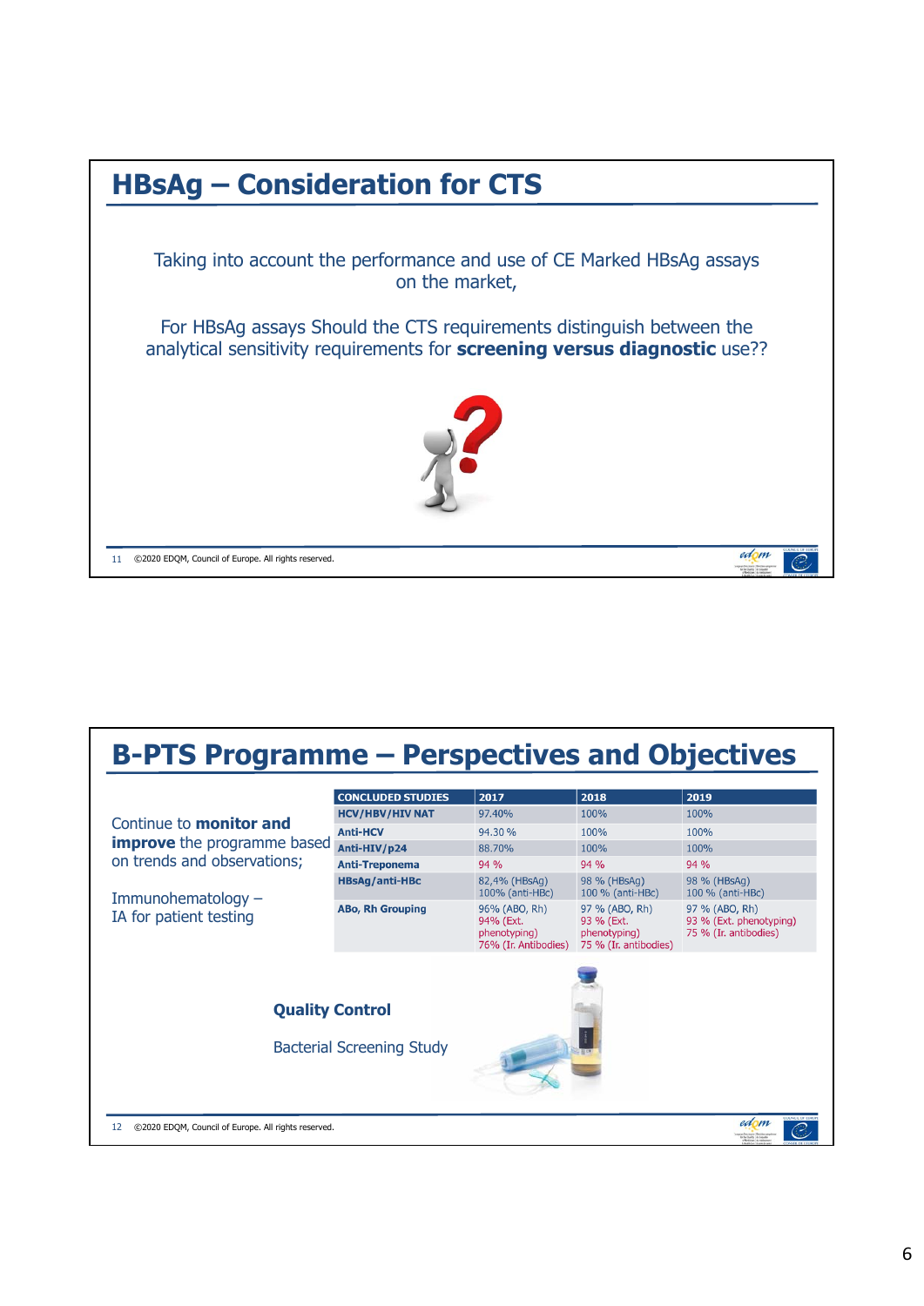## HBsAg – Consideration for CTS

Taking into account the performance and use of CE Marked HBsAg assays on the market,

For HBsAg assays Should the CTS requirements distinguish between the analytical sensitivity requirements for **screening versus diagnostic** use??

## B-PTS Programme – Perspectives and Objectives

Continue to **monitor and improve** the programme based on trends and observations;

Immunohematology – IA for patient testing

| CONCLUDED STUDIES | 2017 | 2018 | 2019 |
|---|---|---|---|
| **HCV/HBV/HIV NAT** | 97.40% | 100% | 100% |
| **Anti-HCV** | 94.30 % | 100% | 100% |
| **Anti-HIV/p24** | 88.70% | 100% | 100% |
| **Anti-Treponema** | 94 % | 94 % | 94 % |
| **HBsAg/anti-HBc** | 82,4% (HBsAg) 100% (anti-HBc) | 98 % (HBsAg) 100 % (anti-HBc) | 98 % (HBsAg) 100 % (anti-HBc) |
| **ABo, Rh Grouping** | 96% (ABO, Rh) 94% (Ext. phenotyping) 76% (Ir. Antibodies) | 97 % (ABO, Rh) 93 % (Ext. phenotyping) 75 % (Ir. antibodies) | 97 % (ABO, Rh) 93 % (Ext. phenotyping) 75 % (Ir. antibodies) |

**Quality Control**

Bacterial Screening Study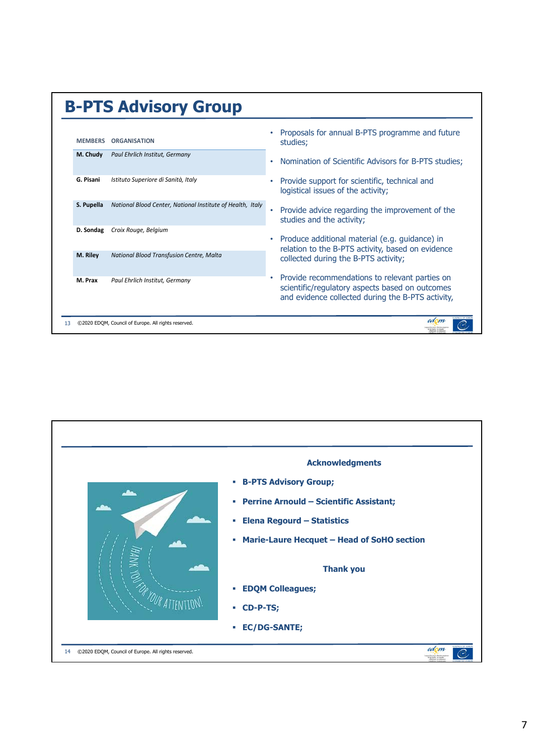# B-PTS Advisory Group

| MEMBERS | ORGANISATION |
|---|---|
| **M. Chudy** | *Paul Ehrlich Institut, Germany* |
| **G. Pisani** | *Istituto Superiore di Sanità, Italy* |
| **S. Pupella** | *National Blood Center, National Institute of Health, Italy* |
| **D. Sondag** | *Croix Rouge, Belgium* |
| **M. Riley** | *National Blood Transfusion Centre, Malta* |
| **M. Prax** | *Paul Ehrlich Institut, Germany* |

- Proposals for annual B-PTS programme and future studies;
- Nomination of Scientific Advisors for B-PTS studies;
- Provide support for scientific, technical and logistical issues of the activity;
- Provide advice regarding the improvement of the studies and the activity;
- Produce additional material (e.g. guidance) in relation to the B-PTS activity, based on evidence collected during the B-PTS activity;
- Provide recommendations to relevant parties on scientific/regulatory aspects based on outcomes and evidence collected during the B-PTS activity,

©2020 EDQM, Council of Europe. All rights reserved.

---

THANK YOU FOR YOUR ATTENTION!

**Acknowledgments**

- **B-PTS Advisory Group;**
- **Perrine Arnould – Scientific Assistant;**
- **Elena Regourd – Statistics**
- **Marie-Laure Hecquet – Head of SoHO section**

**Thank you**

- **EDQM Colleagues;**
- **CD-P-TS;**
- **EC/DG-SANTE;**

©2020 EDQM, Council of Europe. All rights reserved.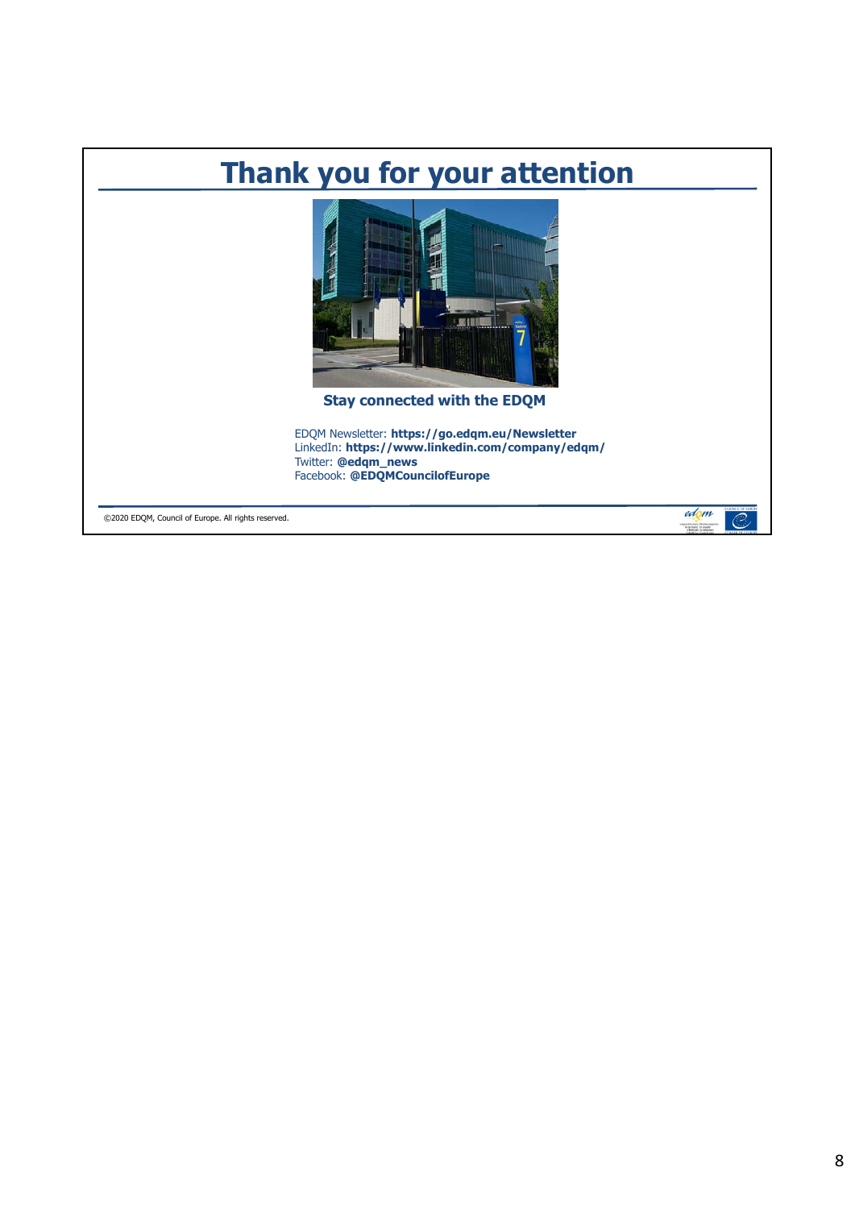# Thank you for your attention

**Stay connected with the EDQM**

EDQM Newsletter: **https://go.edqm.eu/Newsletter**
LinkedIn: **https://www.linkedin.com/company/edqm/**
Twitter: **@edqm_news**
Facebook: **@EDQMCouncilofEurope**

©2020 EDQM, Council of Europe. All rights reserved.